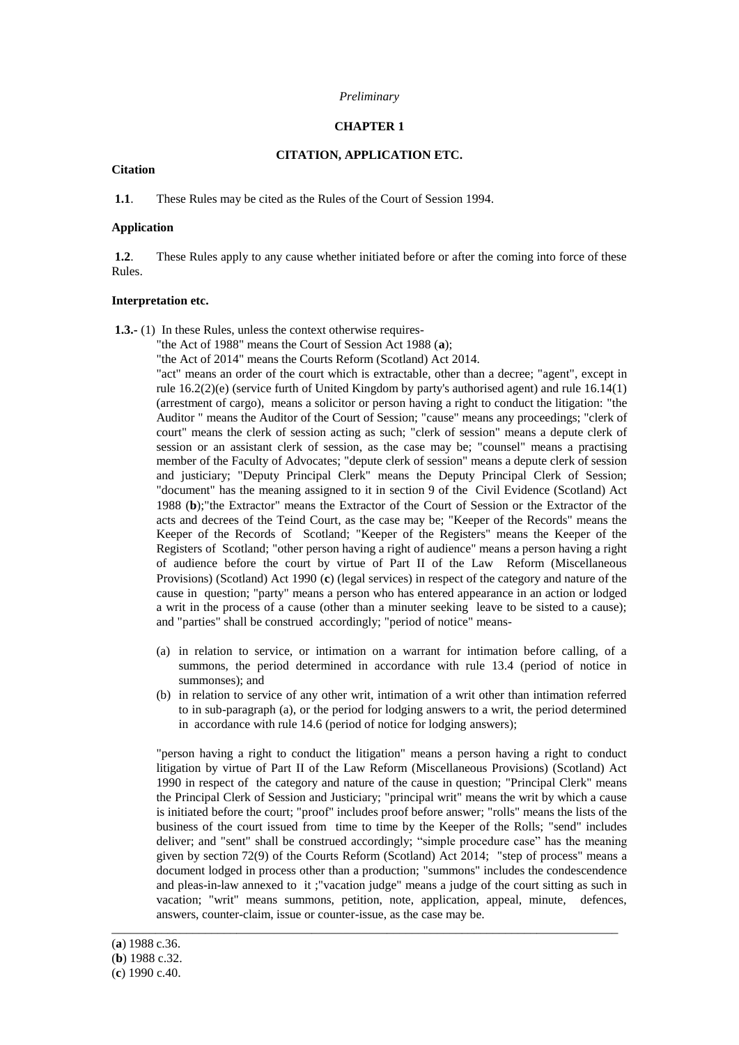*Preliminary*

## CHAPTER 1

## CITATION, APPLICATION ETC.

**Citation**

**1.1**. These Rules may be cited as the Rules of the Court of Session 1994.

**Application**

**1.2**. These Rules apply to any cause whether initiated before or after the coming into force of these Rules.

**Interpretation etc.**

**1.3.-** (1) In these Rules, unless the context otherwise requires-

"the Act of 1988" means the Court of Session Act 1988 (**a**);

"the Act of 2014" means the Courts Reform (Scotland) Act 2014.

"act" means an order of the court which is extractable, other than a decree; "agent", except in rule 16.2(2)(e) (service furth of United Kingdom by party's authorised agent) and rule 16.14(1) (arrestment of cargo), means a solicitor or person having a right to conduct the litigation: "the Auditor " means the Auditor of the Court of Session; "cause" means any proceedings; "clerk of court" means the clerk of session acting as such; "clerk of session" means a depute clerk of session or an assistant clerk of session, as the case may be; "counsel" means a practising member of the Faculty of Advocates; "depute clerk of session" means a depute clerk of session and justiciary; "Deputy Principal Clerk" means the Deputy Principal Clerk of Session; "document" has the meaning assigned to it in section 9 of the Civil Evidence (Scotland) Act 1988 (**b**);"the Extractor" means the Extractor of the Court of Session or the Extractor of the acts and decrees of the Teind Court, as the case may be; "Keeper of the Records" means the Keeper of the Records of Scotland; "Keeper of the Registers" means the Keeper of the Registers of Scotland; "other person having a right of audience" means a person having a right of audience before the court by virtue of Part II of the Law Reform (Miscellaneous Provisions) (Scotland) Act 1990 (**c**) (legal services) in respect of the category and nature of the cause in question; "party" means a person who has entered appearance in an action or lodged a writ in the process of a cause (other than a minuter seeking leave to be sisted to a cause); and "parties" shall be construed accordingly; "period of notice" means-

(a) in relation to service, or intimation on a warrant for intimation before calling, of a summons, the period determined in accordance with rule 13.4 (period of notice in summonses); and
(b) in relation to service of any other writ, intimation of a writ other than intimation referred to in sub-paragraph (a), or the period for lodging answers to a writ, the period determined in accordance with rule 14.6 (period of notice for lodging answers);

"person having a right to conduct the litigation" means a person having a right to conduct litigation by virtue of Part II of the Law Reform (Miscellaneous Provisions) (Scotland) Act 1990 in respect of the category and nature of the cause in question; "Principal Clerk" means the Principal Clerk of Session and Justiciary; "principal writ" means the writ by which a cause is initiated before the court; "proof" includes proof before answer; "rolls" means the lists of the business of the court issued from time to time by the Keeper of the Rolls; "send" includes deliver; and "sent" shall be construed accordingly; "simple procedure case" has the meaning given by section 72(9) of the Courts Reform (Scotland) Act 2014; "step of process" means a document lodged in process other than a production; "summons" includes the condescendence and pleas-in-law annexed to it ;"vacation judge" means a judge of the court sitting as such in vacation; "writ" means summons, petition, note, application, appeal, minute, defences, answers, counter-claim, issue or counter-issue, as the case may be.

---

(**a**) 1988 c.36.
(**b**) 1988 c.32.
(**c**) 1990 c.40.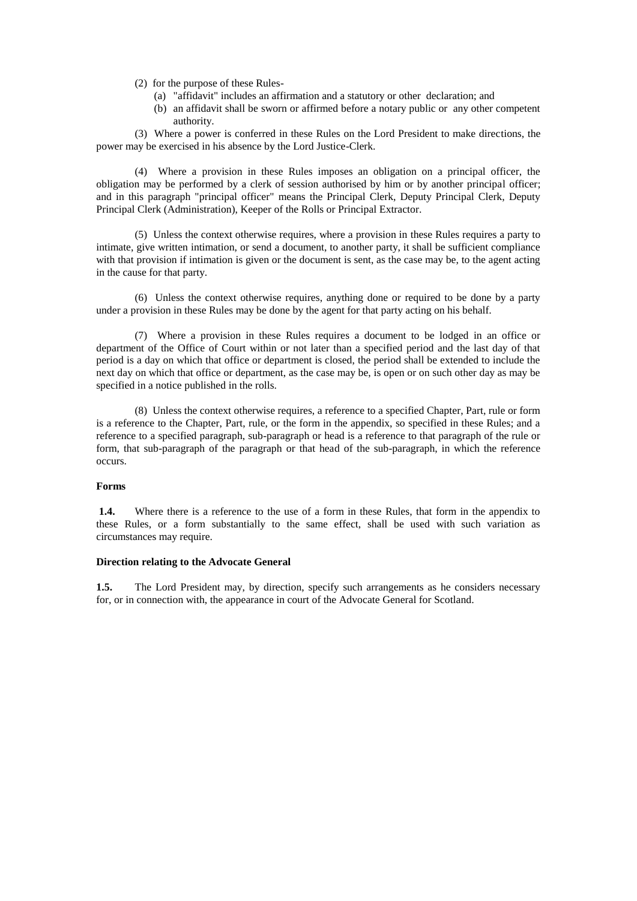(2) for the purpose of these Rules-

  (a) "affidavit" includes an affirmation and a statutory or other declaration; and

  (b) an affidavit shall be sworn or affirmed before a notary public or any other competent authority.

(3) Where a power is conferred in these Rules on the Lord President to make directions, the power may be exercised in his absence by the Lord Justice-Clerk.

(4) Where a provision in these Rules imposes an obligation on a principal officer, the obligation may be performed by a clerk of session authorised by him or by another principal officer; and in this paragraph "principal officer" means the Principal Clerk, Deputy Principal Clerk, Deputy Principal Clerk (Administration), Keeper of the Rolls or Principal Extractor.

(5) Unless the context otherwise requires, where a provision in these Rules requires a party to intimate, give written intimation, or send a document, to another party, it shall be sufficient compliance with that provision if intimation is given or the document is sent, as the case may be, to the agent acting in the cause for that party.

(6) Unless the context otherwise requires, anything done or required to be done by a party under a provision in these Rules may be done by the agent for that party acting on his behalf.

(7) Where a provision in these Rules requires a document to be lodged in an office or department of the Office of Court within or not later than a specified period and the last day of that period is a day on which that office or department is closed, the period shall be extended to include the next day on which that office or department, as the case may be, is open or on such other day as may be specified in a notice published in the rolls.

(8) Unless the context otherwise requires, a reference to a specified Chapter, Part, rule or form is a reference to the Chapter, Part, rule, or the form in the appendix, so specified in these Rules; and a reference to a specified paragraph, sub-paragraph or head is a reference to that paragraph of the rule or form, that sub-paragraph of the paragraph or that head of the sub-paragraph, in which the reference occurs.

**Forms**

**1.4.** Where there is a reference to the use of a form in these Rules, that form in the appendix to these Rules, or a form substantially to the same effect, shall be used with such variation as circumstances may require.

**Direction relating to the Advocate General**

**1.5.** The Lord President may, by direction, specify such arrangements as he considers necessary for, or in connection with, the appearance in court of the Advocate General for Scotland.